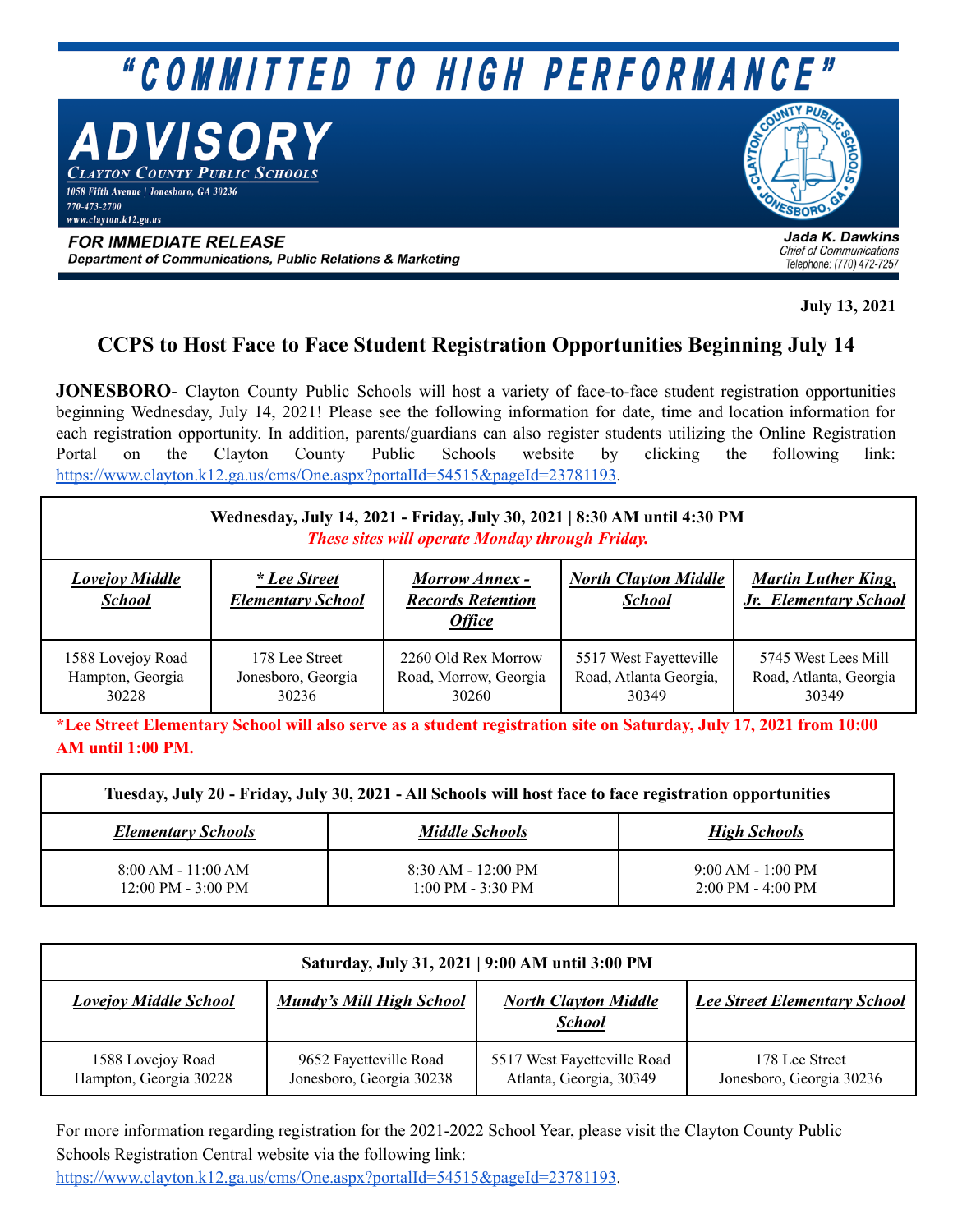# "COMMITTED TO HIGH PERFORMANCE"

# ADVISORY

**Clayton County Public Schools**
1058 Fifth Avenue | Jonesboro, GA 30236
770-473-2700
www.clayton.k12.ga.us

**FOR IMMEDIATE RELEASE**
**Department of Communications, Public Relations & Marketing**

**Jada K. Dawkins**
*Chief of Communications*
Telephone: (770) 472-7257

**July 13, 2021**

## CCPS to Host Face to Face Student Registration Opportunities Beginning July 14

**JONESBORO**- Clayton County Public Schools will host a variety of face-to-face student registration opportunities beginning Wednesday, July 14, 2021! Please see the following information for date, time and location information for each registration opportunity. In addition, parents/guardians can also register students utilizing the Online Registration Portal on the Clayton County Public Schools website by clicking the following link: https://www.clayton.k12.ga.us/cms/One.aspx?portalId=54515&pageId=23781193.

| **Wednesday, July 14, 2021 - Friday, July 30, 2021 \| 8:30 AM until 4:30 PM** *These sites will operate Monday through Friday.* | | | | |
|---|---|---|---|---|
| ***Lovejoy Middle School*** | ***\* Lee Street Elementary School*** | ***Morrow Annex - Records Retention Office*** | ***North Clayton Middle School*** | ***Martin Luther King, Jr. Elementary School*** |
| 1588 Lovejoy Road Hampton, Georgia 30228 | 178 Lee Street Jonesboro, Georgia 30236 | 2260 Old Rex Morrow Road, Morrow, Georgia 30260 | 5517 West Fayetteville Road, Atlanta Georgia, 30349 | 5745 West Lees Mill Road, Atlanta, Georgia 30349 |

***Lee Street Elementary School will also serve as a student registration site on Saturday, July 17, 2021 from 10:00 AM until 1:00 PM.**

| **Tuesday, July 20 - Friday, July 30, 2021 - All Schools will host face to face registration opportunities** | | |
|---|---|---|
| ***Elementary Schools*** | ***Middle Schools*** | ***High Schools*** |
| 8:00 AM - 11:00 AM<br>12:00 PM - 3:00 PM | 8:30 AM - 12:00 PM<br>1:00 PM - 3:30 PM | 9:00 AM - 1:00 PM<br>2:00 PM - 4:00 PM |

| **Saturday, July 31, 2021 \| 9:00 AM until 3:00 PM** | | | |
|---|---|---|---|
| ***Lovejoy Middle School*** | ***Mundy's Mill High School*** | ***North Clayton Middle School*** | ***Lee Street Elementary School*** |
| 1588 Lovejoy Road Hampton, Georgia 30228 | 9652 Fayetteville Road Jonesboro, Georgia 30238 | 5517 West Fayetteville Road Atlanta, Georgia, 30349 | 178 Lee Street Jonesboro, Georgia 30236 |

For more information regarding registration for the 2021-2022 School Year, please visit the Clayton County Public Schools Registration Central website via the following link: https://www.clayton.k12.ga.us/cms/One.aspx?portalId=54515&pageId=23781193.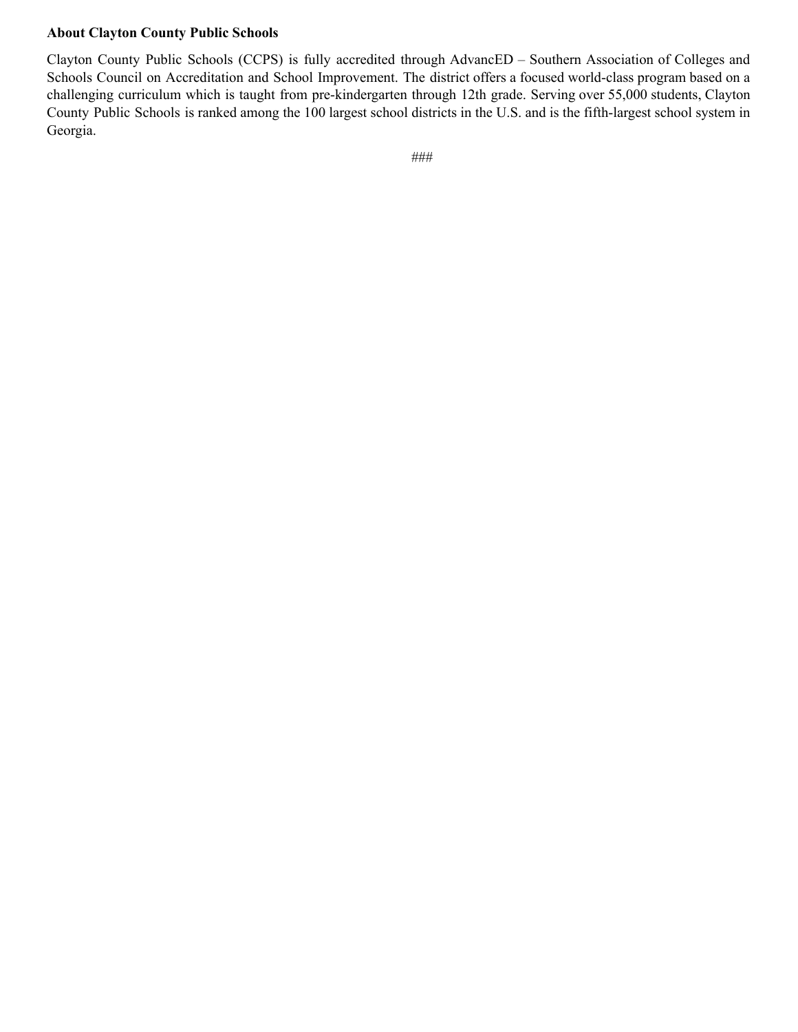**About Clayton County Public Schools**

Clayton County Public Schools (CCPS) is fully accredited through AdvancED – Southern Association of Colleges and Schools Council on Accreditation and School Improvement. The district offers a focused world-class program based on a challenging curriculum which is taught from pre-kindergarten through 12th grade. Serving over 55,000 students, Clayton County Public Schools is ranked among the 100 largest school districts in the U.S. and is the fifth-largest school system in Georgia.

###